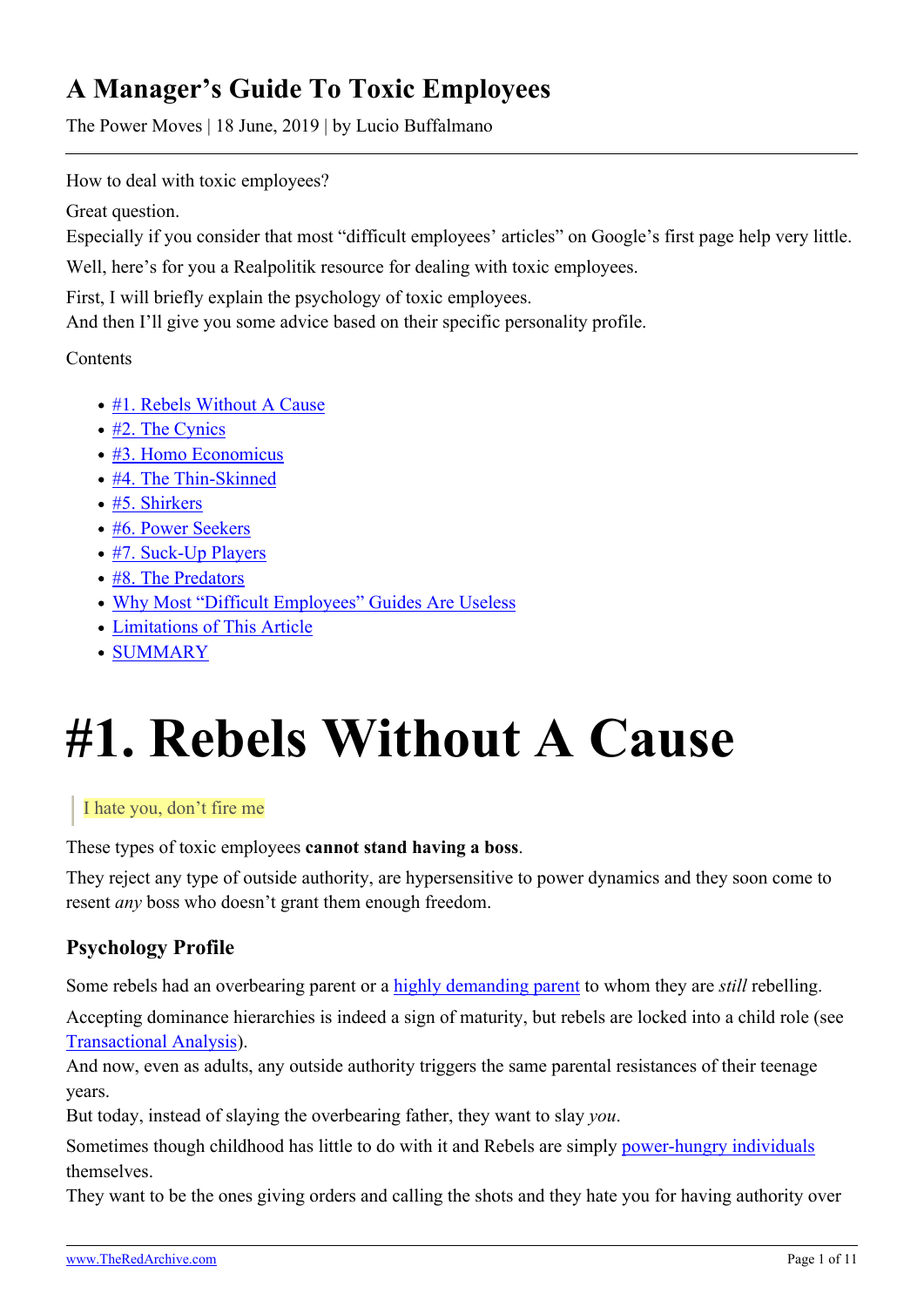# A Manager's Guide To Toxic Employees

The Power Moves | 18 June, 2019 | by Lucio Buffalmano

---

How to deal with toxic employees?

Great question.
Especially if you consider that most "difficult employees' articles" on Google's first page help very little.

Well, here's for you a Realpolitik resource for dealing with toxic employees.

First, I will briefly explain the psychology of toxic employees.
And then I'll give you some advice based on their specific personality profile.

Contents

- #1. Rebels Without A Cause
- #2. The Cynics
- #3. Homo Economicus
- #4. The Thin-Skinned
- #5. Shirkers
- #6. Power Seekers
- #7. Suck-Up Players
- #8. The Predators
- Why Most "Difficult Employees" Guides Are Useless
- Limitations of This Article
- SUMMARY

# #1. Rebels Without A Cause

> I hate you, don't fire me

These types of toxic employees **cannot stand having a boss**.

They reject any type of outside authority, are hypersensitive to power dynamics and they soon come to resent *any* boss who doesn't grant them enough freedom.

### Psychology Profile

Some rebels had an overbearing parent or a highly demanding parent to whom they are *still* rebelling.

Accepting dominance hierarchies is indeed a sign of maturity, but rebels are locked into a child role (see Transactional Analysis).
And now, even as adults, any outside authority triggers the same parental resistances of their teenage years.
But today, instead of slaying the overbearing father, they want to slay *you*.

Sometimes though childhood has little to do with it and Rebels are simply power-hungry individuals themselves.
They want to be the ones giving orders and calling the shots and they hate you for having authority over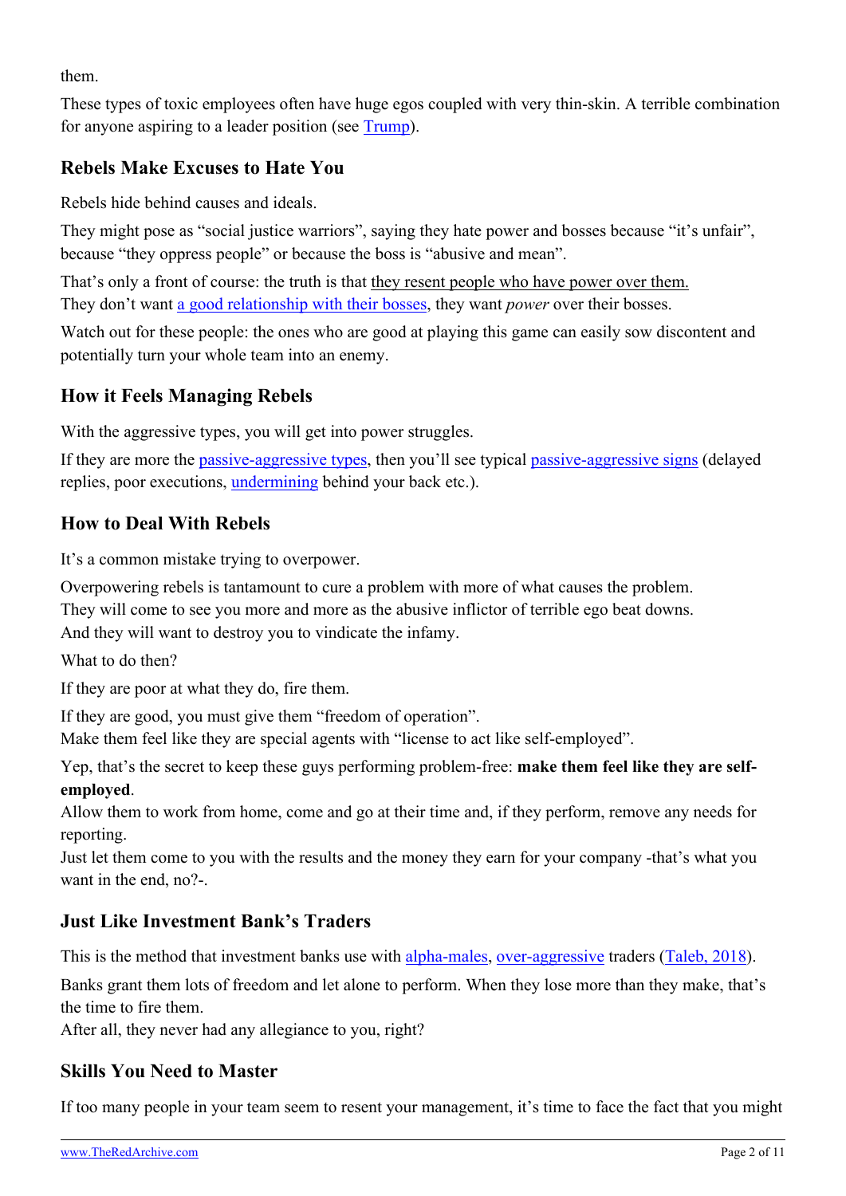them.

These types of toxic employees often have huge egos coupled with very thin-skin. A terrible combination for anyone aspiring to a leader position (see Trump).

### Rebels Make Excuses to Hate You

Rebels hide behind causes and ideals.

They might pose as "social justice warriors", saying they hate power and bosses because "it's unfair", because "they oppress people" or because the boss is "abusive and mean".

That's only a front of course: the truth is that they resent people who have power over them.
They don't want a good relationship with their bosses, they want *power* over their bosses.

Watch out for these people: the ones who are good at playing this game can easily sow discontent and potentially turn your whole team into an enemy.

### How it Feels Managing Rebels

With the aggressive types, you will get into power struggles.

If they are more the passive-aggressive types, then you'll see typical passive-aggressive signs (delayed replies, poor executions, undermining behind your back etc.).

### How to Deal With Rebels

It's a common mistake trying to overpower.

Overpowering rebels is tantamount to cure a problem with more of what causes the problem.
They will come to see you more and more as the abusive inflictor of terrible ego beat downs.
And they will want to destroy you to vindicate the infamy.

What to do then?

If they are poor at what they do, fire them.

If they are good, you must give them "freedom of operation".
Make them feel like they are special agents with "license to act like self-employed".

Yep, that's the secret to keep these guys performing problem-free: **make them feel like they are self-employed**.
Allow them to work from home, come and go at their time and, if they perform, remove any needs for reporting.
Just let them come to you with the results and the money they earn for your company -that's what you want in the end, no?-.

### Just Like Investment Bank's Traders

This is the method that investment banks use with alpha-males, over-aggressive traders (Taleb, 2018).

Banks grant them lots of freedom and let alone to perform. When they lose more than they make, that's the time to fire them.
After all, they never had any allegiance to you, right?

### Skills You Need to Master

If too many people in your team seem to resent your management, it's time to face the fact that you might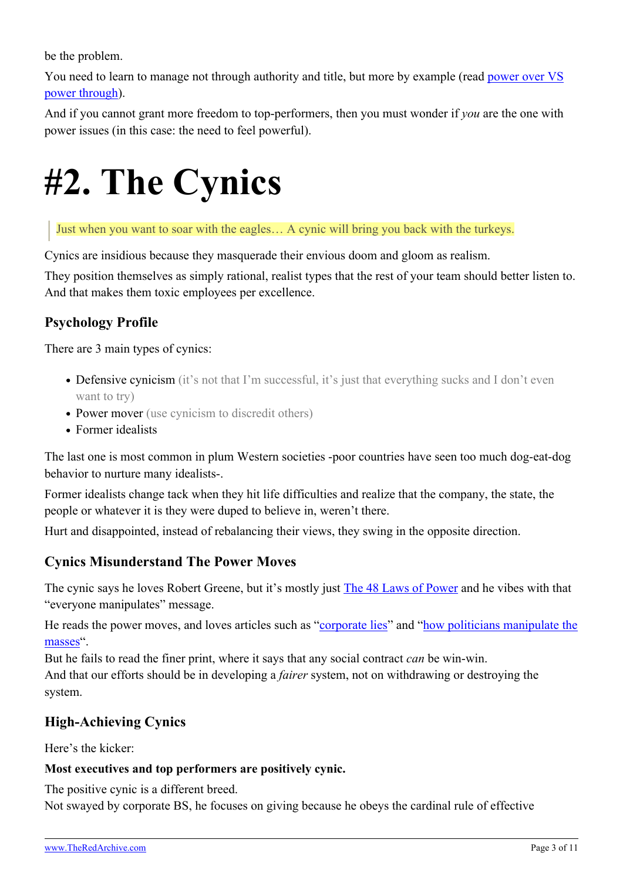be the problem.

You need to learn to manage not through authority and title, but more by example (read [power over VS power through](power over VS power through)).

And if you cannot grant more freedom to top-performers, then you must wonder if *you* are the one with power issues (in this case: the need to feel powerful).

# #2. The Cynics

> Just when you want to soar with the eagles… A cynic will bring you back with the turkeys.

Cynics are insidious because they masquerade their envious doom and gloom as realism.

They position themselves as simply rational, realist types that the rest of your team should better listen to. And that makes them toxic employees per excellence.

### Psychology Profile

There are 3 main types of cynics:

- Defensive cynicism (it's not that I'm successful, it's just that everything sucks and I don't even want to try)
- Power mover (use cynicism to discredit others)
- Former idealists

The last one is most common in plum Western societies -poor countries have seen too much dog-eat-dog behavior to nurture many idealists-.

Former idealists change tack when they hit life difficulties and realize that the company, the state, the people or whatever it is they were duped to believe in, weren't there.

Hurt and disappointed, instead of rebalancing their views, they swing in the opposite direction.

### Cynics Misunderstand The Power Moves

The cynic says he loves Robert Greene, but it's mostly just The 48 Laws of Power and he vibes with that "everyone manipulates" message.

He reads the power moves, and loves articles such as "corporate lies" and "how politicians manipulate the masses".
But he fails to read the finer print, where it says that any social contract *can* be win-win.
And that our efforts should be in developing a *fairer* system, not on withdrawing or destroying the system.

### High-Achieving Cynics

Here's the kicker:

**Most executives and top performers are positively cynic.**

The positive cynic is a different breed.
Not swayed by corporate BS, he focuses on giving because he obeys the cardinal rule of effective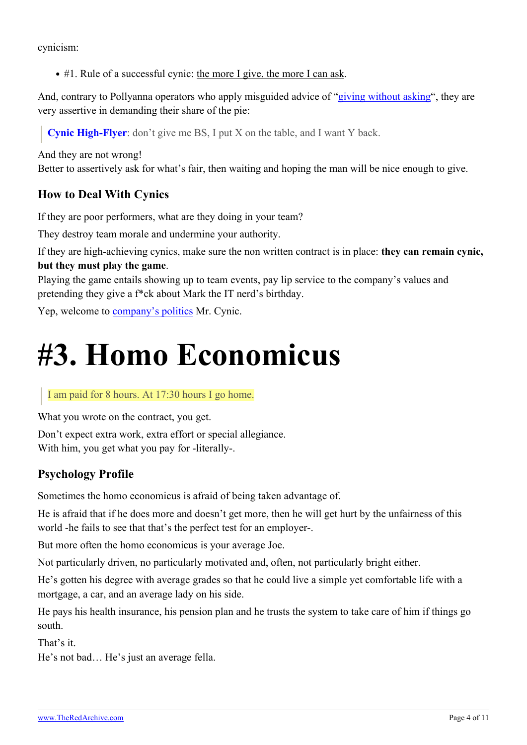cynicism:

- #1. Rule of a successful cynic: the more I give, the more I can ask.

And, contrary to Pollyanna operators who apply misguided advice of "giving without asking", they are very assertive in demanding their share of the pie:

> **Cynic High-Flyer**: don't give me BS, I put X on the table, and I want Y back.

And they are not wrong!
Better to assertively ask for what's fair, then waiting and hoping the man will be nice enough to give.

### How to Deal With Cynics

If they are poor performers, what are they doing in your team?

They destroy team morale and undermine your authority.

If they are high-achieving cynics, make sure the non written contract is in place: **they can remain cynic, but they must play the game**.
Playing the game entails showing up to team events, pay lip service to the company's values and pretending they give a f*ck about Mark the IT nerd's birthday.

Yep, welcome to company's politics Mr. Cynic.

# #3. Homo Economicus

> I am paid for 8 hours. At 17:30 hours I go home.

What you wrote on the contract, you get.

Don't expect extra work, extra effort or special allegiance.
With him, you get what you pay for -literally-.

### Psychology Profile

Sometimes the homo economicus is afraid of being taken advantage of.

He is afraid that if he does more and doesn't get more, then he will get hurt by the unfairness of this world -he fails to see that that's the perfect test for an employer-.

But more often the homo economicus is your average Joe.

Not particularly driven, no particularly motivated and, often, not particularly bright either.

He's gotten his degree with average grades so that he could live a simple yet comfortable life with a mortgage, a car, and an average lady on his side.

He pays his health insurance, his pension plan and he trusts the system to take care of him if things go south.

That's it.
He's not bad… He's just an average fella.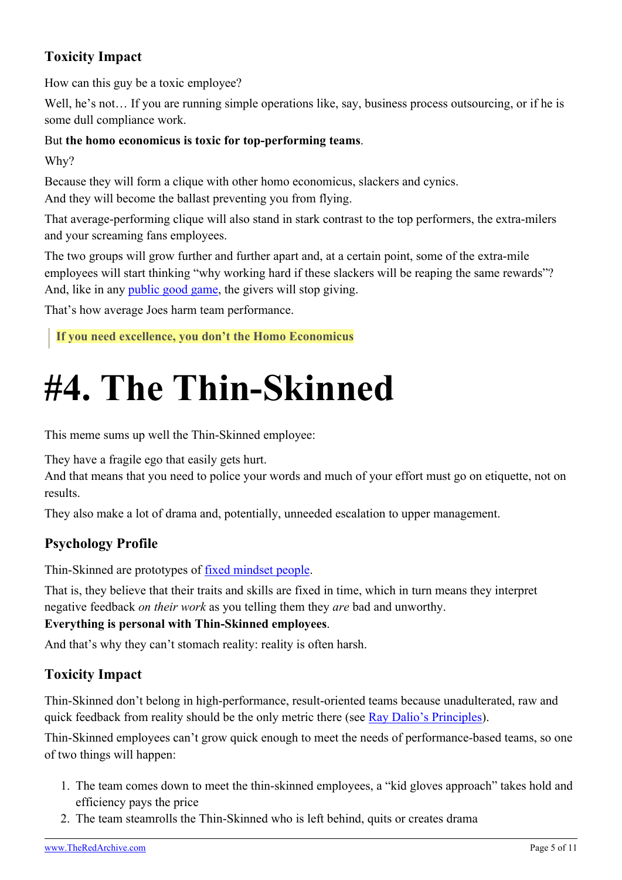### Toxicity Impact

How can this guy be a toxic employee?

Well, he's not… If you are running simple operations like, say, business process outsourcing, or if he is some dull compliance work.

But **the homo economicus is toxic for top-performing teams**.

Why?

Because they will form a clique with other homo economicus, slackers and cynics.
And they will become the ballast preventing you from flying.

That average-performing clique will also stand in stark contrast to the top performers, the extra-milers and your screaming fans employees.

The two groups will grow further and further apart and, at a certain point, some of the extra-mile employees will start thinking "why working hard if these slackers will be reaping the same rewards"?
And, like in any [public good game](), the givers will stop giving.

That's how average Joes harm team performance.

> **If you need excellence, you don't the Homo Economicus**

# #4. The Thin-Skinned

This meme sums up well the Thin-Skinned employee:

They have a fragile ego that easily gets hurt.
And that means that you need to police your words and much of your effort must go on etiquette, not on results.

They also make a lot of drama and, potentially, unneeded escalation to upper management.

### Psychology Profile

Thin-Skinned are prototypes of [fixed mindset people]().

That is, they believe that their traits and skills are fixed in time, which in turn means they interpret negative feedback *on their work* as you telling them they *are* bad and unworthy.
**Everything is personal with Thin-Skinned employees**.

And that's why they can't stomach reality: reality is often harsh.

### Toxicity Impact

Thin-Skinned don't belong in high-performance, result-oriented teams because unadulterated, raw and quick feedback from reality should be the only metric there (see [Ray Dalio's Principles]()).

Thin-Skinned employees can't grow quick enough to meet the needs of performance-based teams, so one of two things will happen:

1. The team comes down to meet the thin-skinned employees, a "kid gloves approach" takes hold and efficiency pays the price
2. The team steamrolls the Thin-Skinned who is left behind, quits or creates drama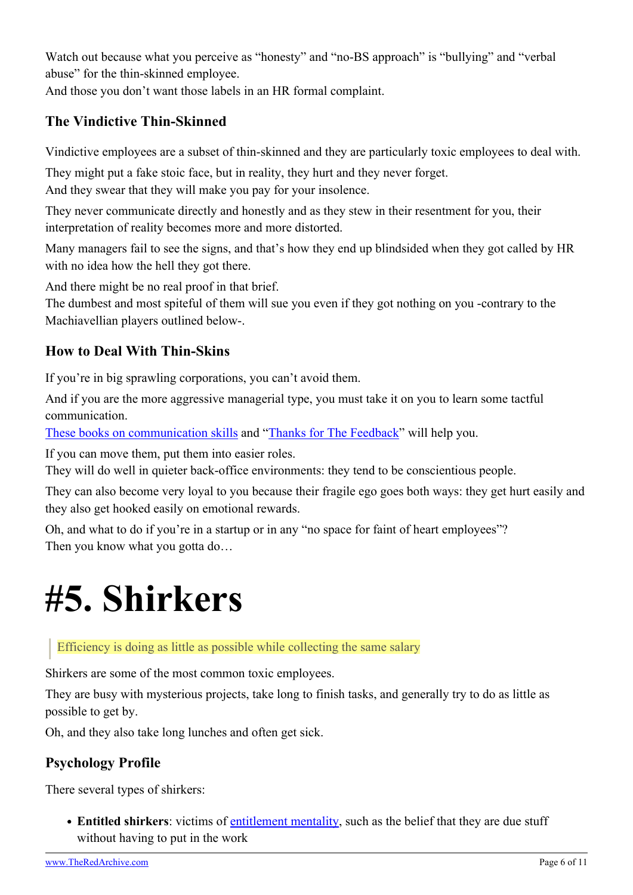Watch out because what you perceive as "honesty" and "no-BS approach" is "bullying" and "verbal abuse" for the thin-skinned employee.
And those you don't want those labels in an HR formal complaint.

### The Vindictive Thin-Skinned

Vindictive employees are a subset of thin-skinned and they are particularly toxic employees to deal with.

They might put a fake stoic face, but in reality, they hurt and they never forget.
And they swear that they will make you pay for your insolence.

They never communicate directly and honestly and as they stew in their resentment for you, their interpretation of reality becomes more and more distorted.

Many managers fail to see the signs, and that's how they end up blindsided when they got called by HR with no idea how the hell they got there.

And there might be no real proof in that brief.
The dumbest and most spiteful of them will sue you even if they got nothing on you -contrary to the Machiavellian players outlined below-.

### How to Deal With Thin-Skins

If you're in big sprawling corporations, you can't avoid them.

And if you are the more aggressive managerial type, you must take it on you to learn some tactful communication.
These books on communication skills and "Thanks for The Feedback" will help you.

If you can move them, put them into easier roles.
They will do well in quieter back-office environments: they tend to be conscientious people.

They can also become very loyal to you because their fragile ego goes both ways: they get hurt easily and they also get hooked easily on emotional rewards.

Oh, and what to do if you're in a startup or in any "no space for faint of heart employees"?
Then you know what you gotta do…

# #5. Shirkers

> Efficiency is doing as little as possible while collecting the same salary

Shirkers are some of the most common toxic employees.

They are busy with mysterious projects, take long to finish tasks, and generally try to do as little as possible to get by.

Oh, and they also take long lunches and often get sick.

### Psychology Profile

There several types of shirkers:

- **Entitled shirkers**: victims of entitlement mentality, such as the belief that they are due stuff without having to put in the work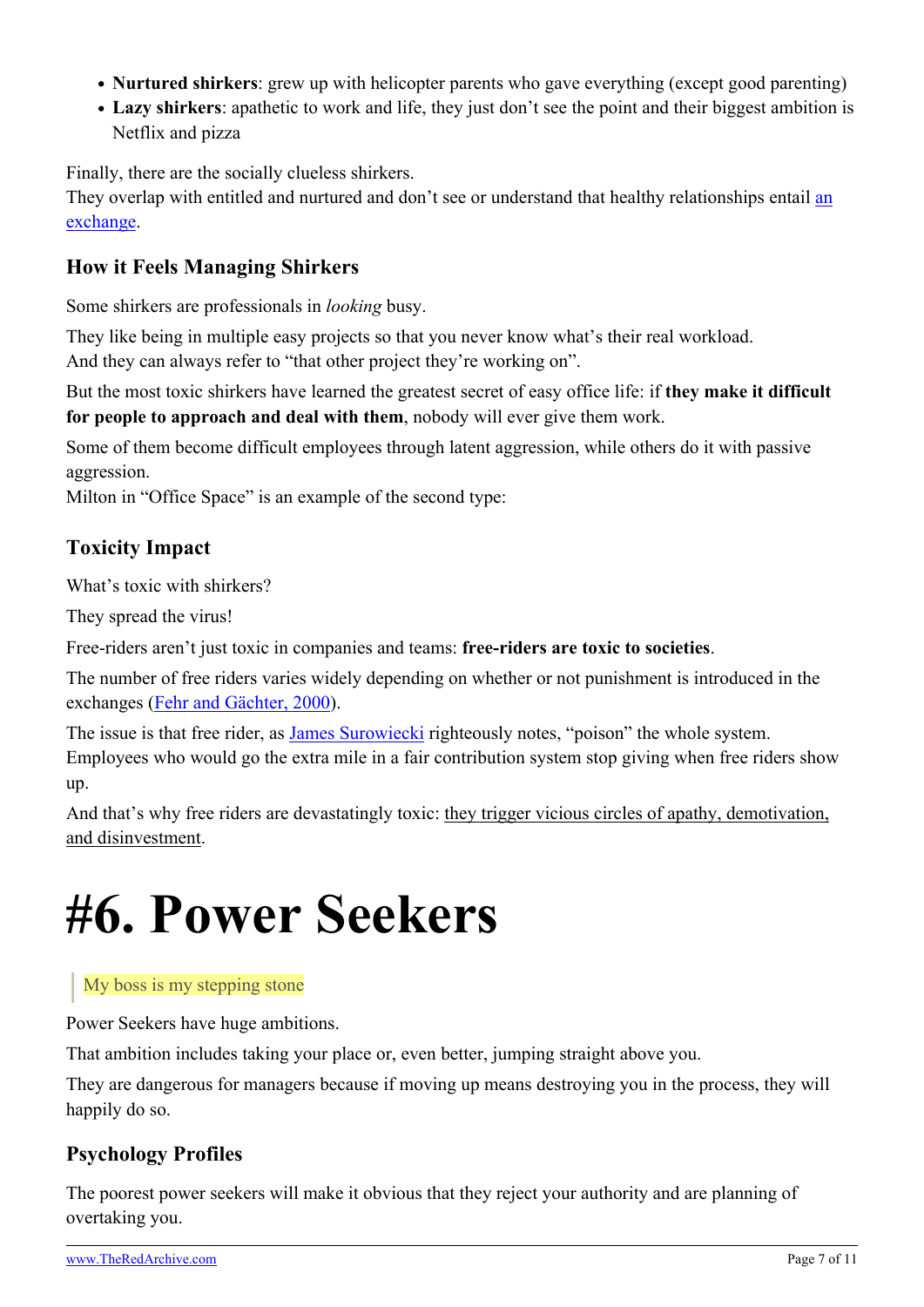- **Nurtured shirkers**: grew up with helicopter parents who gave everything (except good parenting)
- **Lazy shirkers**: apathetic to work and life, they just don't see the point and their biggest ambition is Netflix and pizza

Finally, there are the socially clueless shirkers.
They overlap with entitled and nurtured and don't see or understand that healthy relationships entail an exchange.

### How it Feels Managing Shirkers

Some shirkers are professionals in *looking* busy.

They like being in multiple easy projects so that you never know what's their real workload.
And they can always refer to "that other project they're working on".

But the most toxic shirkers have learned the greatest secret of easy office life: if **they make it difficult for people to approach and deal with them**, nobody will ever give them work.

Some of them become difficult employees through latent aggression, while others do it with passive aggression.
Milton in "Office Space" is an example of the second type:

### Toxicity Impact

What's toxic with shirkers?

They spread the virus!

Free-riders aren't just toxic in companies and teams: **free-riders are toxic to societies**.

The number of free riders varies widely depending on whether or not punishment is introduced in the exchanges (Fehr and Gächter, 2000).

The issue is that free rider, as James Surowiecki righteously notes, "poison" the whole system.
Employees who would go the extra mile in a fair contribution system stop giving when free riders show up.

And that's why free riders are devastatingly toxic: they trigger vicious circles of apathy, demotivation, and disinvestment.

# #6. Power Seekers

> My boss is my stepping stone

Power Seekers have huge ambitions.

That ambition includes taking your place or, even better, jumping straight above you.

They are dangerous for managers because if moving up means destroying you in the process, they will happily do so.

### Psychology Profiles

The poorest power seekers will make it obvious that they reject your authority and are planning of overtaking you.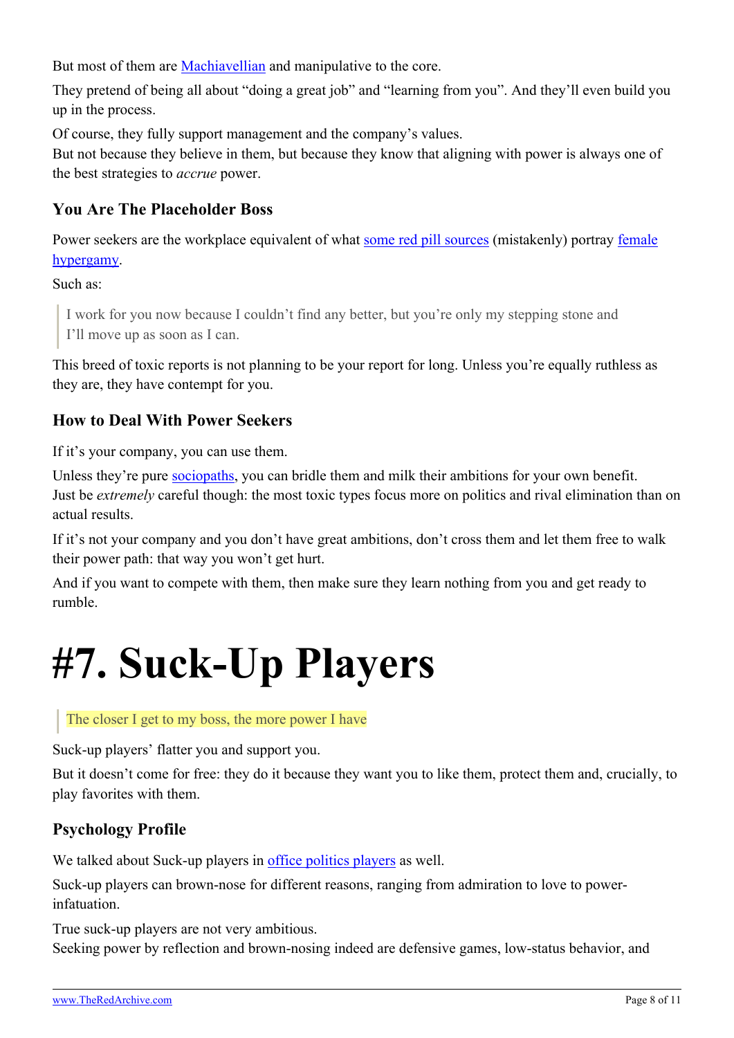But most of them are Machiavellian and manipulative to the core.

They pretend of being all about "doing a great job" and "learning from you". And they'll even build you up in the process.

Of course, they fully support management and the company's values.
But not because they believe in them, but because they know that aligning with power is always one of the best strategies to *accrue* power.

### You Are The Placeholder Boss

Power seekers are the workplace equivalent of what some red pill sources (mistakenly) portray female hypergamy.

Such as:

> I work for you now because I couldn't find any better, but you're only my stepping stone and I'll move up as soon as I can.

This breed of toxic reports is not planning to be your report for long. Unless you're equally ruthless as they are, they have contempt for you.

### How to Deal With Power Seekers

If it's your company, you can use them.

Unless they're pure sociopaths, you can bridle them and milk their ambitions for your own benefit.
Just be *extremely* careful though: the most toxic types focus more on politics and rival elimination than on actual results.

If it's not your company and you don't have great ambitions, don't cross them and let them free to walk their power path: that way you won't get hurt.

And if you want to compete with them, then make sure they learn nothing from you and get ready to rumble.

# #7. Suck-Up Players

> The closer I get to my boss, the more power I have

Suck-up players' flatter you and support you.

But it doesn't come for free: they do it because they want you to like them, protect them and, crucially, to play favorites with them.

### Psychology Profile

We talked about Suck-up players in office politics players as well.

Suck-up players can brown-nose for different reasons, ranging from admiration to love to power-infatuation.

True suck-up players are not very ambitious.
Seeking power by reflection and brown-nosing indeed are defensive games, low-status behavior, and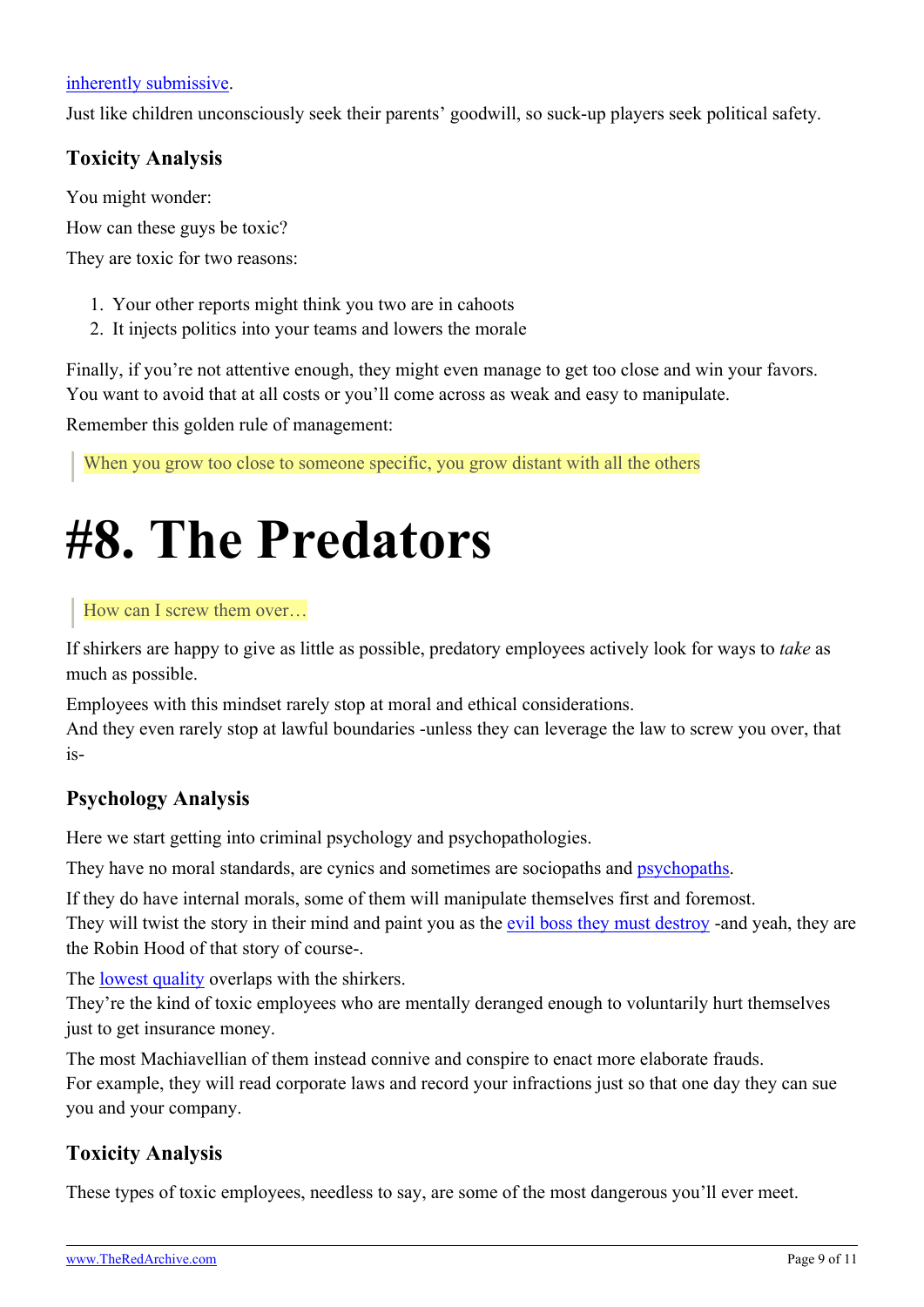inherently submissive.

Just like children unconsciously seek their parents' goodwill, so suck-up players seek political safety.

### Toxicity Analysis

You might wonder:

How can these guys be toxic?

They are toxic for two reasons:

1. Your other reports might think you two are in cahoots
2. It injects politics into your teams and lowers the morale

Finally, if you're not attentive enough, they might even manage to get too close and win your favors.
You want to avoid that at all costs or you'll come across as weak and easy to manipulate.

Remember this golden rule of management:

> When you grow too close to someone specific, you grow distant with all the others

# #8. The Predators

> How can I screw them over…

If shirkers are happy to give as little as possible, predatory employees actively look for ways to *take* as much as possible.

Employees with this mindset rarely stop at moral and ethical considerations.
And they even rarely stop at lawful boundaries -unless they can leverage the law to screw you over, that is-

### Psychology Analysis

Here we start getting into criminal psychology and psychopathologies.

They have no moral standards, are cynics and sometimes are sociopaths and psychopaths.

If they do have internal morals, some of them will manipulate themselves first and foremost.
They will twist the story in their mind and paint you as the evil boss they must destroy -and yeah, they are the Robin Hood of that story of course-.

The lowest quality overlaps with the shirkers.
They're the kind of toxic employees who are mentally deranged enough to voluntarily hurt themselves just to get insurance money.

The most Machiavellian of them instead connive and conspire to enact more elaborate frauds.
For example, they will read corporate laws and record your infractions just so that one day they can sue you and your company.

### Toxicity Analysis

These types of toxic employees, needless to say, are some of the most dangerous you'll ever meet.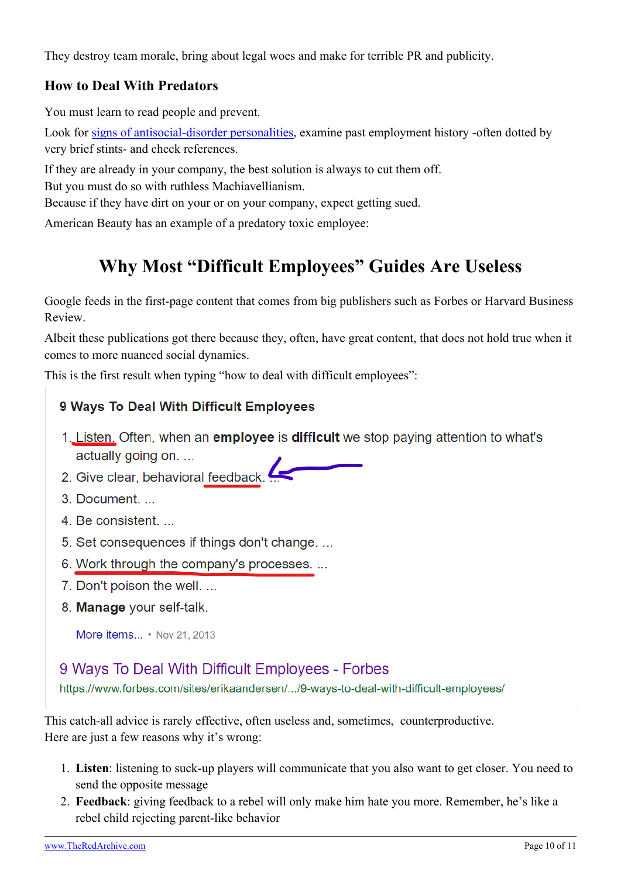They destroy team morale, bring about legal woes and make for terrible PR and publicity.

### How to Deal With Predators

You must learn to read people and prevent.

Look for signs of antisocial-disorder personalities, examine past employment history -often dotted by very brief stints- and check references.

If they are already in your company, the best solution is always to cut them off.
But you must do so with ruthless Machiavellianism.
Because if they have dirt on your or on your company, expect getting sued.

American Beauty has an example of a predatory toxic employee:

## Why Most "Difficult Employees" Guides Are Useless

Google feeds in the first-page content that comes from big publishers such as Forbes or Harvard Business Review.

Albeit these publications got there because they, often, have great content, that does not hold true when it comes to more nuanced social dynamics.

This is the first result when typing "how to deal with difficult employees":

> **9 Ways To Deal With Difficult Employees**
>
> 1. Listen. Often, when an **employee** is **difficult** we stop paying attention to what's actually going on. ...
> 2. Give clear, behavioral feedback. ...
> 3. Document. ...
> 4. Be consistent. ...
> 5. Set consequences if things don't change. ...
> 6. Work through the company's processes. ...
> 7. Don't poison the well. ...
> 8. **Manage** your self-talk.
>
> More items... • Nov 21, 2013
>
> 9 Ways To Deal With Difficult Employees - Forbes
> https://www.forbes.com/sites/erikaandersen/.../9-ways-to-deal-with-difficult-employees/

This catch-all advice is rarely effective, often useless and, sometimes, counterproductive.
Here are just a few reasons why it's wrong:

1. **Listen**: listening to suck-up players will communicate that you also want to get closer. You need to send the opposite message
2. **Feedback**: giving feedback to a rebel will only make him hate you more. Remember, he's like a rebel child rejecting parent-like behavior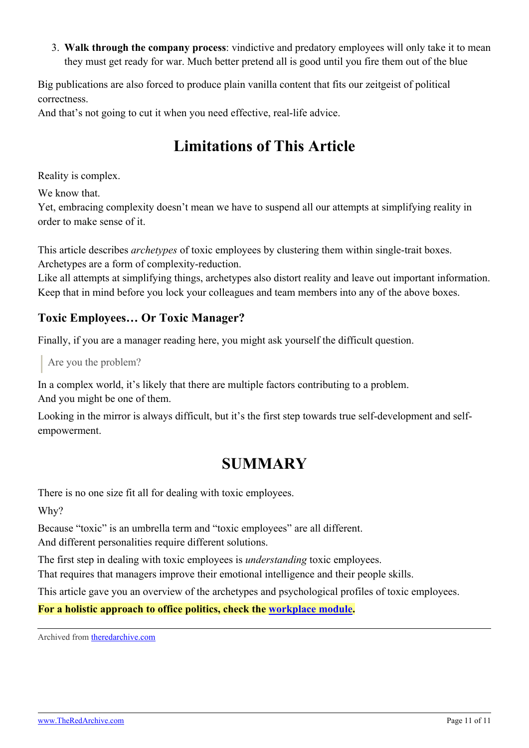3. **Walk through the company process**: vindictive and predatory employees will only take it to mean they must get ready for war. Much better pretend all is good until you fire them out of the blue

Big publications are also forced to produce plain vanilla content that fits our zeitgeist of political correctness.
And that's not going to cut it when you need effective, real-life advice.

# Limitations of This Article

Reality is complex.

We know that.
Yet, embracing complexity doesn't mean we have to suspend all our attempts at simplifying reality in order to make sense of it.

This article describes *archetypes* of toxic employees by clustering them within single-trait boxes.
Archetypes are a form of complexity-reduction.
Like all attempts at simplifying things, archetypes also distort reality and leave out important information.
Keep that in mind before you lock your colleagues and team members into any of the above boxes.

### Toxic Employees… Or Toxic Manager?

Finally, if you are a manager reading here, you might ask yourself the difficult question.

> Are you the problem?

In a complex world, it's likely that there are multiple factors contributing to a problem.
And you might be one of them.

Looking in the mirror is always difficult, but it's the first step towards true self-development and self-empowerment.

# SUMMARY

There is no one size fit all for dealing with toxic employees.

Why?

Because "toxic" is an umbrella term and "toxic employees" are all different.
And different personalities require different solutions.

The first step in dealing with toxic employees is *understanding* toxic employees.
That requires that managers improve their emotional intelligence and their people skills.

This article gave you an overview of the archetypes and psychological profiles of toxic employees.

**For a holistic approach to office politics, check the workplace module.**

---

Archived from theredarchive.com